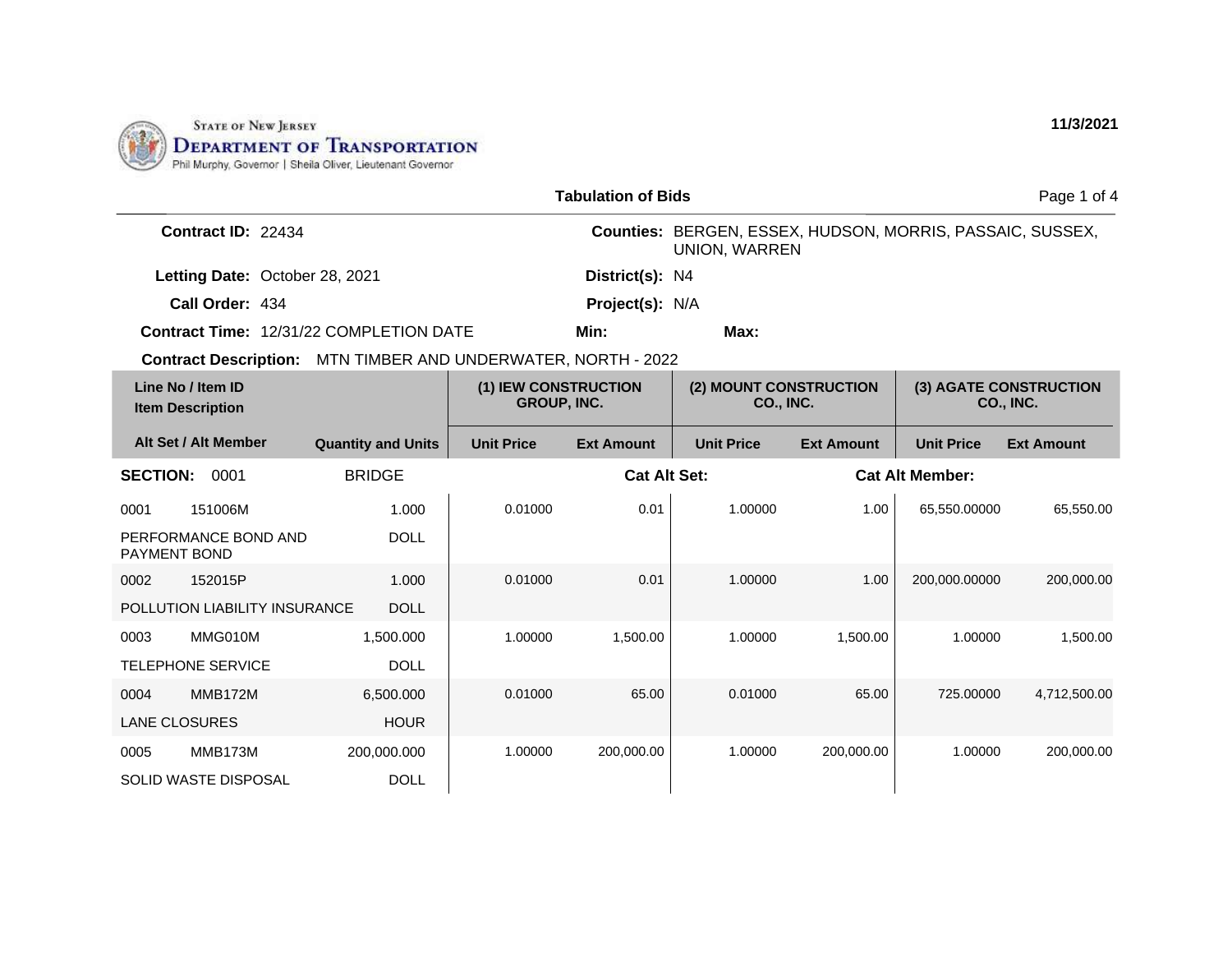STATE OF NEW JERSEY
**DEPARTMENT OF TRANSPORTATION**
Phil Murphy, Governor | Sheila Oliver, Lieutenant Governor

**11/3/2021**

## Tabulation of Bids

**Contract ID:** 22434

**Counties:** BERGEN, ESSEX, HUDSON, MORRIS, PASSAIC, SUSSEX, UNION, WARREN

**Letting Date:** October 28, 2021

**District(s):** N4

**Call Order:** 434

**Project(s):** N/A

**Contract Time:** 12/31/22 COMPLETION DATE

**Min:**

**Max:**

**Contract Description:** MTN TIMBER AND UNDERWATER, NORTH - 2022

| Line No / Item ID | Item Description | Quantity and Units | (1) IEW CONSTRUCTION GROUP, INC. Unit Price | (1) IEW CONSTRUCTION GROUP, INC. Ext Amount | (2) MOUNT CONSTRUCTION CO., INC. Unit Price | (2) MOUNT CONSTRUCTION CO., INC. Ext Amount | (3) AGATE CONSTRUCTION CO., INC. Unit Price | (3) AGATE CONSTRUCTION CO., INC. Ext Amount |
|---|---|---|---|---|---|---|---|---|
| **SECTION: 0001** | BRIDGE | | | | | | | |
| 0001 151006M | PERFORMANCE BOND AND PAYMENT BOND | 1.000 DOLL | 0.01000 | 0.01 | 1.00000 | 1.00 | 65,550.00000 | 65,550.00 |
| 0002 152015P | POLLUTION LIABILITY INSURANCE | 1.000 DOLL | 0.01000 | 0.01 | 1.00000 | 1.00 | 200,000.00000 | 200,000.00 |
| 0003 MMG010M | TELEPHONE SERVICE | 1,500.000 DOLL | 1.00000 | 1,500.00 | 1.00000 | 1,500.00 | 1.00000 | 1,500.00 |
| 0004 MMB172M | LANE CLOSURES | 6,500.000 HOUR | 0.01000 | 65.00 | 0.01000 | 65.00 | 725.00000 | 4,712,500.00 |
| 0005 MMB173M | SOLID WASTE DISPOSAL | 200,000.000 DOLL | 1.00000 | 200,000.00 | 1.00000 | 200,000.00 | 1.00000 | 200,000.00 |

**Cat Alt Set:**

**Cat Alt Member:**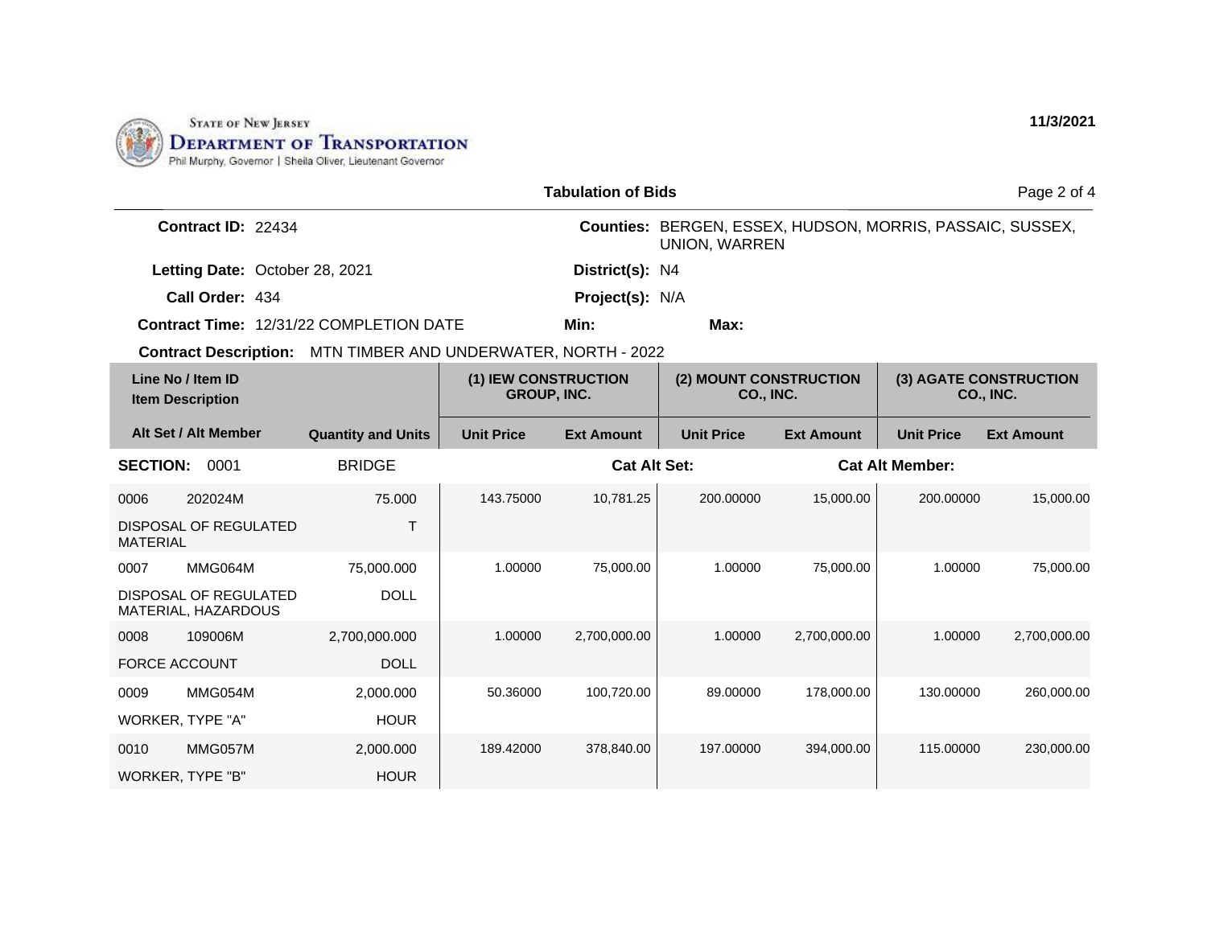STATE OF NEW JERSEY
DEPARTMENT OF TRANSPORTATION
Phil Murphy, Governor | Sheila Oliver, Lieutenant Governor

11/3/2021

## Tabulation of Bids

**Contract ID:** 22434

**Counties:** BERGEN, ESSEX, HUDSON, MORRIS, PASSAIC, SUSSEX, UNION, WARREN

**Letting Date:** October 28, 2021

**District(s):** N4

**Call Order:** 434

**Project(s):** N/A

**Contract Time:** 12/31/22 COMPLETION DATE

**Min:**

**Max:**

**Contract Description:** MTN TIMBER AND UNDERWATER, NORTH - 2022

| Line No / Item ID / Item Description / Alt Set / Alt Member | Quantity and Units | (1) IEW CONSTRUCTION GROUP, INC. Unit Price | (1) IEW CONSTRUCTION GROUP, INC. Ext Amount | (2) MOUNT CONSTRUCTION CO., INC. Unit Price | (2) MOUNT CONSTRUCTION CO., INC. Ext Amount | (3) AGATE CONSTRUCTION CO., INC. Unit Price | (3) AGATE CONSTRUCTION CO., INC. Ext Amount |
|---|---|---|---|---|---|---|---|
| **SECTION:** 0001 | BRIDGE | | **Cat Alt Set:** | | **Cat Alt Member:** | | |
| 0006 202024M DISPOSAL OF REGULATED MATERIAL | 75.000 T | 143.75000 | 10,781.25 | 200.00000 | 15,000.00 | 200.00000 | 15,000.00 |
| 0007 MMG064M DISPOSAL OF REGULATED MATERIAL, HAZARDOUS | 75,000.000 DOLL | 1.00000 | 75,000.00 | 1.00000 | 75,000.00 | 1.00000 | 75,000.00 |
| 0008 109006M FORCE ACCOUNT | 2,700,000.000 DOLL | 1.00000 | 2,700,000.00 | 1.00000 | 2,700,000.00 | 1.00000 | 2,700,000.00 |
| 0009 MMG054M WORKER, TYPE "A" | 2,000.000 HOUR | 50.36000 | 100,720.00 | 89.00000 | 178,000.00 | 130.00000 | 260,000.00 |
| 0010 MMG057M WORKER, TYPE "B" | 2,000.000 HOUR | 189.42000 | 378,840.00 | 197.00000 | 394,000.00 | 115.00000 | 230,000.00 |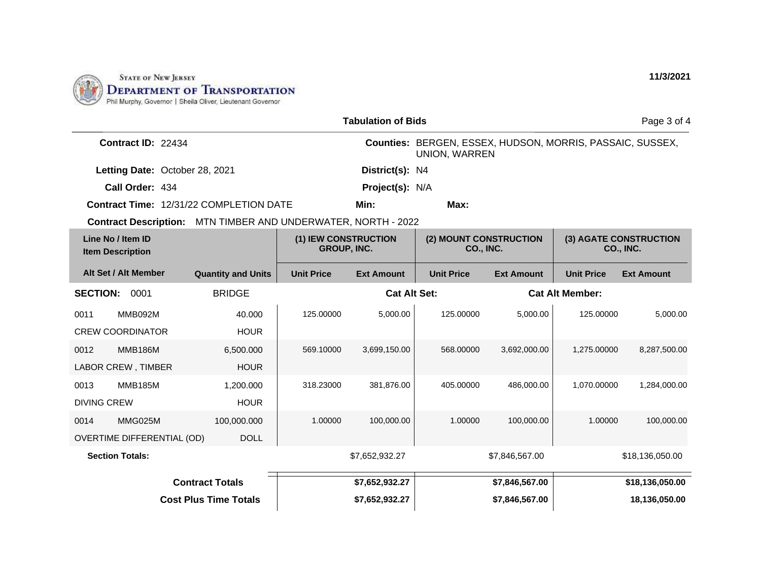STATE OF NEW JERSEY
DEPARTMENT OF TRANSPORTATION
Phil Murphy, Governor | Sheila Oliver, Lieutenant Governor

11/3/2021

## Tabulation of Bids

**Contract ID:** 22434

**Counties:** BERGEN, ESSEX, HUDSON, MORRIS, PASSAIC, SUSSEX, UNION, WARREN

**Letting Date:** October 28, 2021

**District(s):** N4

**Call Order:** 434

**Project(s):** N/A

**Contract Time:** 12/31/22 COMPLETION DATE

**Min:**

**Max:**

**Contract Description:** MTN TIMBER AND UNDERWATER, NORTH - 2022

| Line No / Item ID / Item Description | Alt Set / Alt Member | Quantity and Units | (1) IEW CONSTRUCTION GROUP, INC. Unit Price | (1) IEW CONSTRUCTION GROUP, INC. Ext Amount | (2) MOUNT CONSTRUCTION CO., INC. Unit Price | (2) MOUNT CONSTRUCTION CO., INC. Ext Amount | (3) AGATE CONSTRUCTION CO., INC. Unit Price | (3) AGATE CONSTRUCTION CO., INC. Ext Amount |
|---|---|---|---|---|---|---|---|---|
| **SECTION: 0001** | | BRIDGE | | **Cat Alt Set:** | | | **Cat Alt Member:** | |
| 0011 MMB092M CREW COORDINATOR | | 40.000 HOUR | 125.00000 | 5,000.00 | 125.00000 | 5,000.00 | 125.00000 | 5,000.00 |
| 0012 MMB186M LABOR CREW , TIMBER | | 6,500.000 HOUR | 569.10000 | 3,699,150.00 | 568.00000 | 3,692,000.00 | 1,275.00000 | 8,287,500.00 |
| 0013 MMB185M DIVING CREW | | 1,200.000 HOUR | 318.23000 | 381,876.00 | 405.00000 | 486,000.00 | 1,070.00000 | 1,284,000.00 |
| 0014 MMG025M OVERTIME DIFFERENTIAL (OD) | | 100,000.000 DOLL | 1.00000 | 100,000.00 | 1.00000 | 100,000.00 | 1.00000 | 100,000.00 |
| **Section Totals:** | | | | $7,652,932.27 | | $7,846,567.00 | | $18,136,050.00 |
| **Contract Totals** | | | | **$7,652,932.27** | | **$7,846,567.00** | | **$18,136,050.00** |
| **Cost Plus Time Totals** | | | | **$7,652,932.27** | | **$7,846,567.00** | | **18,136,050.00** |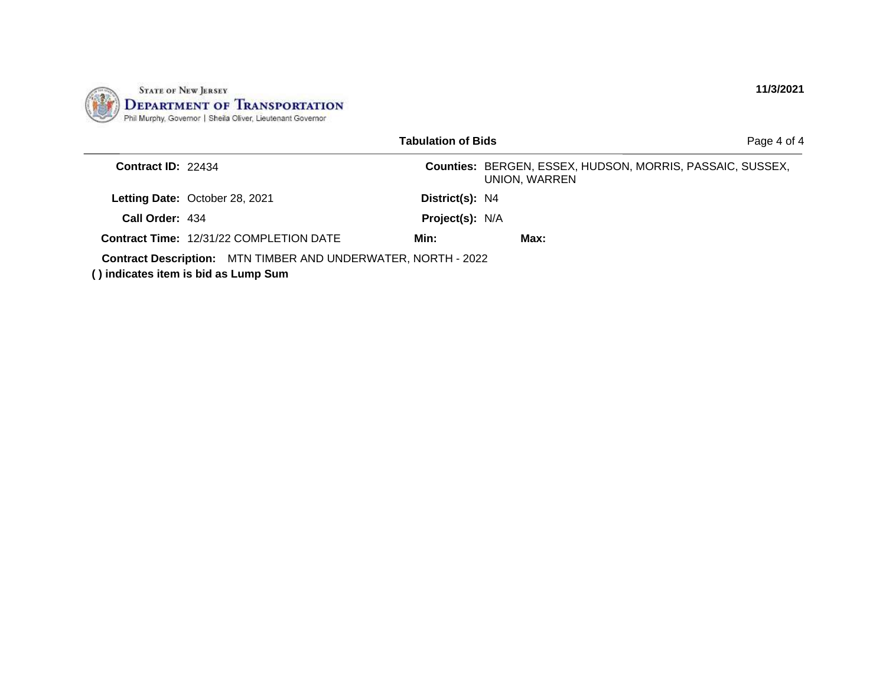STATE OF NEW JERSEY
DEPARTMENT OF TRANSPORTATION
Phil Murphy, Governor | Sheila Oliver, Lieutenant Governor

11/3/2021

## Tabulation of Bids

| | | | |
|---|---|---|---|
| **Contract ID:** | 22434 | **Counties:** | BERGEN, ESSEX, HUDSON, MORRIS, PASSAIC, SUSSEX, UNION, WARREN |
| **Letting Date:** | October 28, 2021 | **District(s):** | N4 |
| **Call Order:** | 434 | **Project(s):** | N/A |
| **Contract Time:** | 12/31/22 COMPLETION DATE | **Min:** | **Max:** |

**Contract Description:** MTN TIMBER AND UNDERWATER, NORTH - 2022

**( ) indicates item is bid as Lump Sum**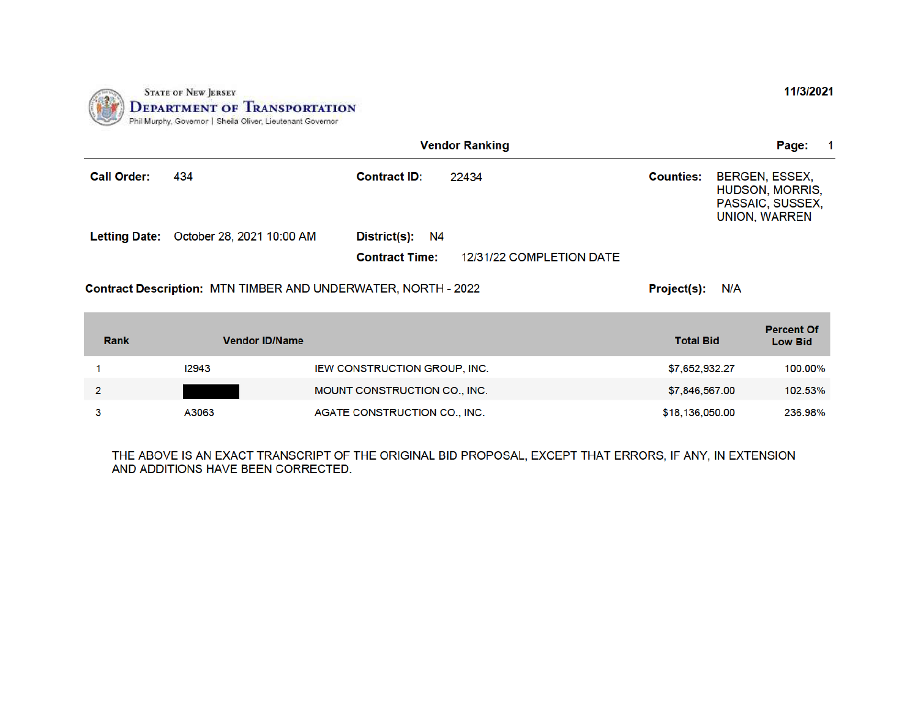State of New Jersey
Department of Transportation
Phil Murphy, Governor | Sheila Oliver, Lieutenant Governor

11/3/2021

## Vendor Ranking

Page: 1

**Call Order:** 434

**Contract ID:** 22434

**Counties:** BERGEN, ESSEX, HUDSON, MORRIS, PASSAIC, SUSSEX, UNION, WARREN

**Letting Date:** October 28, 2021 10:00 AM

**District(s):** N4

**Contract Time:** 12/31/22 COMPLETION DATE

**Contract Description:** MTN TIMBER AND UNDERWATER, NORTH - 2022

**Project(s):** N/A

| Rank | Vendor ID/Name | | Total Bid | Percent Of Low Bid |
|---|---|---|---|---|
| 1 | I2943 | IEW CONSTRUCTION GROUP, INC. | $7,652,932.27 | 100.00% |
| 2 | [REDACTED] | MOUNT CONSTRUCTION CO., INC. | $7,846,567.00 | 102.53% |
| 3 | A3063 | AGATE CONSTRUCTION CO., INC. | $18,136,050.00 | 236.98% |

THE ABOVE IS AN EXACT TRANSCRIPT OF THE ORIGINAL BID PROPOSAL, EXCEPT THAT ERRORS, IF ANY, IN EXTENSION AND ADDITIONS HAVE BEEN CORRECTED.